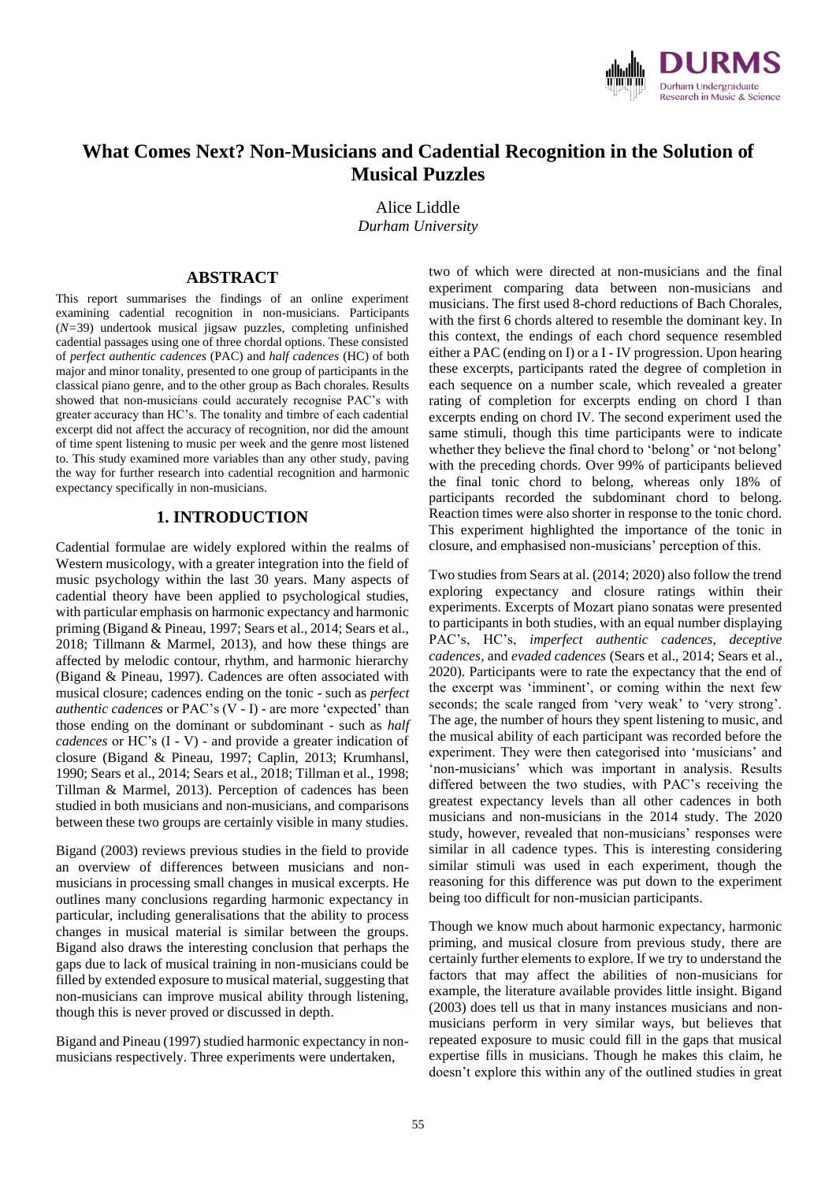# What Comes Next? Non-Musicians and Cadential Recognition in the Solution of Musical Puzzles

Alice Liddle
*Durham University*

## ABSTRACT

This report summarises the findings of an online experiment examining cadential recognition in non-musicians. Participants ($N$=39) undertook musical jigsaw puzzles, completing unfinished cadential passages using one of three chordal options. These consisted of *perfect authentic cadences* (PAC) and *half cadences* (HC) of both major and minor tonality, presented to one group of participants in the classical piano genre, and to the other group as Bach chorales. Results showed that non-musicians could accurately recognise PAC's with greater accuracy than HC's. The tonality and timbre of each cadential excerpt did not affect the accuracy of recognition, nor did the amount of time spent listening to music per week and the genre most listened to. This study examined more variables than any other study, paving the way for further research into cadential recognition and harmonic expectancy specifically in non-musicians.

## 1. INTRODUCTION

Cadential formulae are widely explored within the realms of Western musicology, with a greater integration into the field of music psychology within the last 30 years. Many aspects of cadential theory have been applied to psychological studies, with particular emphasis on harmonic expectancy and harmonic priming (Bigand & Pineau, 1997; Sears et al., 2014; Sears et al., 2018; Tillmann & Marmel, 2013), and how these things are affected by melodic contour, rhythm, and harmonic hierarchy (Bigand & Pineau, 1997). Cadences are often associated with musical closure; cadences ending on the tonic - such as *perfect authentic cadences* or PAC's (V - I) - are more 'expected' than those ending on the dominant or subdominant - such as *half cadences* or HC's (I - V) - and provide a greater indication of closure (Bigand & Pineau, 1997; Caplin, 2013; Krumhansl, 1990; Sears et al., 2014; Sears et al., 2018; Tillman et al., 1998; Tillman & Marmel, 2013). Perception of cadences has been studied in both musicians and non-musicians, and comparisons between these two groups are certainly visible in many studies.

Bigand (2003) reviews previous studies in the field to provide an overview of differences between musicians and non-musicians in processing small changes in musical excerpts. He outlines many conclusions regarding harmonic expectancy in particular, including generalisations that the ability to process changes in musical material is similar between the groups. Bigand also draws the interesting conclusion that perhaps the gaps due to lack of musical training in non-musicians could be filled by extended exposure to musical material, suggesting that non-musicians can improve musical ability through listening, though this is never proved or discussed in depth.

Bigand and Pineau (1997) studied harmonic expectancy in non-musicians respectively. Three experiments were undertaken, two of which were directed at non-musicians and the final experiment comparing data between non-musicians and musicians. The first used 8-chord reductions of Bach Chorales, with the first 6 chords altered to resemble the dominant key. In this context, the endings of each chord sequence resembled either a PAC (ending on I) or a I - IV progression. Upon hearing these excerpts, participants rated the degree of completion in each sequence on a number scale, which revealed a greater rating of completion for excerpts ending on chord I than excerpts ending on chord IV. The second experiment used the same stimuli, though this time participants were to indicate whether they believe the final chord to 'belong' or 'not belong' with the preceding chords. Over 99% of participants believed the final tonic chord to belong, whereas only 18% of participants recorded the subdominant chord to belong. Reaction times were also shorter in response to the tonic chord. This experiment highlighted the importance of the tonic in closure, and emphasised non-musicians' perception of this.

Two studies from Sears at al. (2014; 2020) also follow the trend exploring expectancy and closure ratings within their experiments. Excerpts of Mozart piano sonatas were presented to participants in both studies, with an equal number displaying PAC's, HC's, *imperfect authentic cadences, deceptive cadences*, and *evaded cadences* (Sears et al., 2014; Sears et al., 2020). Participants were to rate the expectancy that the end of the excerpt was 'imminent', or coming within the next few seconds; the scale ranged from 'very weak' to 'very strong'. The age, the number of hours they spent listening to music, and the musical ability of each participant was recorded before the experiment. They were then categorised into 'musicians' and 'non-musicians' which was important in analysis. Results differed between the two studies, with PAC's receiving the greatest expectancy levels than all other cadences in both musicians and non-musicians in the 2014 study. The 2020 study, however, revealed that non-musicians' responses were similar in all cadence types. This is interesting considering similar stimuli was used in each experiment, though the reasoning for this difference was put down to the experiment being too difficult for non-musician participants.

Though we know much about harmonic expectancy, harmonic priming, and musical closure from previous study, there are certainly further elements to explore. If we try to understand the factors that may affect the abilities of non-musicians for example, the literature available provides little insight. Bigand (2003) does tell us that in many instances musicians and non-musicians perform in very similar ways, but believes that repeated exposure to music could fill in the gaps that musical expertise fills in musicians. Though he makes this claim, he doesn't explore this within any of the outlined studies in great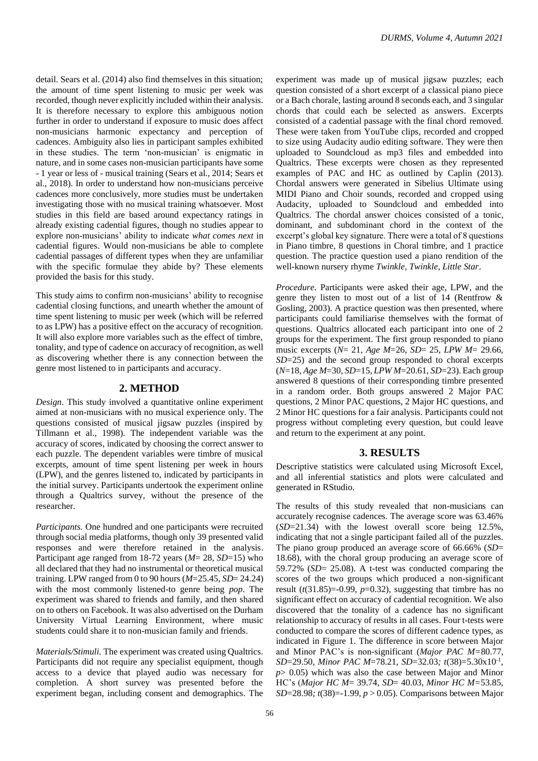detail. Sears et al. (2014) also find themselves in this situation; the amount of time spent listening to music per week was recorded, though never explicitly included within their analysis. It is therefore necessary to explore this ambiguous notion further in order to understand if exposure to music does affect non-musicians harmonic expectancy and perception of cadences. Ambiguity also lies in participant samples exhibited in these studies. The term 'non-musician' is enigmatic in nature, and in some cases non-musician participants have some - 1 year or less of - musical training (Sears et al., 2014; Sears et al., 2018). In order to understand how non-musicians perceive cadences more conclusively, more studies must be undertaken investigating those with no musical training whatsoever. Most studies in this field are based around expectancy ratings in already existing cadential figures, though no studies appear to explore non-musicians' ability to indicate *what comes next* in cadential figures. Would non-musicians be able to complete cadential passages of different types when they are unfamiliar with the specific formulae they abide by? These elements provided the basis for this study.

This study aims to confirm non-musicians' ability to recognise cadential closing functions, and unearth whether the amount of time spent listening to music per week (which will be referred to as LPW) has a positive effect on the accuracy of recognition. It will also explore more variables such as the effect of timbre, tonality, and type of cadence on accuracy of recognition, as well as discovering whether there is any connection between the genre most listened to in participants and accuracy.

## 2. METHOD

*Design*. This study involved a quantitative online experiment aimed at non-musicians with no musical experience only. The questions consisted of musical jigsaw puzzles (inspired by Tillmann et al., 1998). The independent variable was the accuracy of scores, indicated by choosing the correct answer to each puzzle. The dependent variables were timbre of musical excerpts, amount of time spent listening per week in hours (LPW), and the genres listened to, indicated by participants in the initial survey. Participants undertook the experiment online through a Qualtrics survey, without the presence of the researcher.

*Participants.* One hundred and one participants were recruited through social media platforms, though only 39 presented valid responses and were therefore retained in the analysis. Participant age ranged from 18-72 years (*M*= 28, *SD*=15) who all declared that they had no instrumental or theoretical musical training. LPW ranged from 0 to 90 hours (*M*=25.45, *SD*= 24.24) with the most commonly listened-to genre being *pop*. The experiment was shared to friends and family, and then shared on to others on Facebook. It was also advertised on the Durham University Virtual Learning Environment, where music students could share it to non-musician family and friends.

*Materials/Stimuli.* The experiment was created using Qualtrics. Participants did not require any specialist equipment, though access to a device that played audio was necessary for completion. A short survey was presented before the experiment began, including consent and demographics. The experiment was made up of musical jigsaw puzzles; each question consisted of a short excerpt of a classical piano piece or a Bach chorale, lasting around 8 seconds each, and 3 singular chords that could each be selected as answers. Excerpts consisted of a cadential passage with the final chord removed. These were taken from YouTube clips, recorded and cropped to size using Audacity audio editing software. They were then uploaded to Soundcloud as mp3 files and embedded into Qualtrics. These excerpts were chosen as they represented examples of PAC and HC as outlined by Caplin (2013). Chordal answers were generated in Sibelius Ultimate using MIDI Piano and Choir sounds, recorded and cropped using Audacity, uploaded to Soundcloud and embedded into Qualtrics. The chordal answer choices consisted of a tonic, dominant, and subdominant chord in the context of the excerpt's global key signature. There were a total of 8 questions in Piano timbre, 8 questions in Choral timbre, and 1 practice question. The practice question used a piano rendition of the well-known nursery rhyme *Twinkle, Twinkle, Little Star*.

*Procedure.* Participants were asked their age, LPW, and the genre they listen to most out of a list of 14 (Rentfrow & Gosling, 2003). A practice question was then presented, where participants could familiarise themselves with the format of questions. Qualtrics allocated each participant into one of 2 groups for the experiment. The first group responded to piano music excerpts (*N*= 21, *Age M*=26, *SD*= 25, *LPW M*= 29.66, *SD*=25) and the second group responded to choral excerpts (*N*=18, *Age M*=30, *SD*=15, *LPW M*=20.61, *SD*=23). Each group answered 8 questions of their corresponding timbre presented in a random order. Both groups answered 2 Major PAC questions, 2 Minor PAC questions, 2 Major HC questions, and 2 Minor HC questions for a fair analysis. Participants could not progress without completing every question, but could leave and return to the experiment at any point.

## 3. RESULTS

Descriptive statistics were calculated using Microsoft Excel, and all inferential statistics and plots were calculated and generated in RStudio.

The results of this study revealed that non-musicians can accurately recognise cadences. The average score was 63.46% (*SD*=21.34) with the lowest overall score being 12.5%, indicating that not a single participant failed all of the puzzles. The piano group produced an average score of 66.66% (*SD*= 18.68), with the choral group producing an average score of 59.72% (*SD*= 25.08). A t-test was conducted comparing the scores of the two groups which produced a non-significant result ($t(31.85)=-0.99$, $p=0.32$), suggesting that timbre has no significant effect on accuracy of cadential recognition. We also discovered that the tonality of a cadence has no significant relationship to accuracy of results in all cases. Four t-tests were conducted to compare the scores of different cadence types, as indicated in Figure 1. The difference in score between Major and Minor PAC's is non-significant (*Major PAC M*=80.77, *SD*=29.50, *Minor PAC M*=78.21, *SD*=32.03; $t(38)=5.30\times10^{-1}$, $p > 0.05$) which was also the case between Major and Minor HC's (*Major HC M*= 39.74, *SD*= 40.03, *Minor HC M*=53.85, *SD*=28.98; $t(38)=-1.99$, $p > 0.05$). Comparisons between Major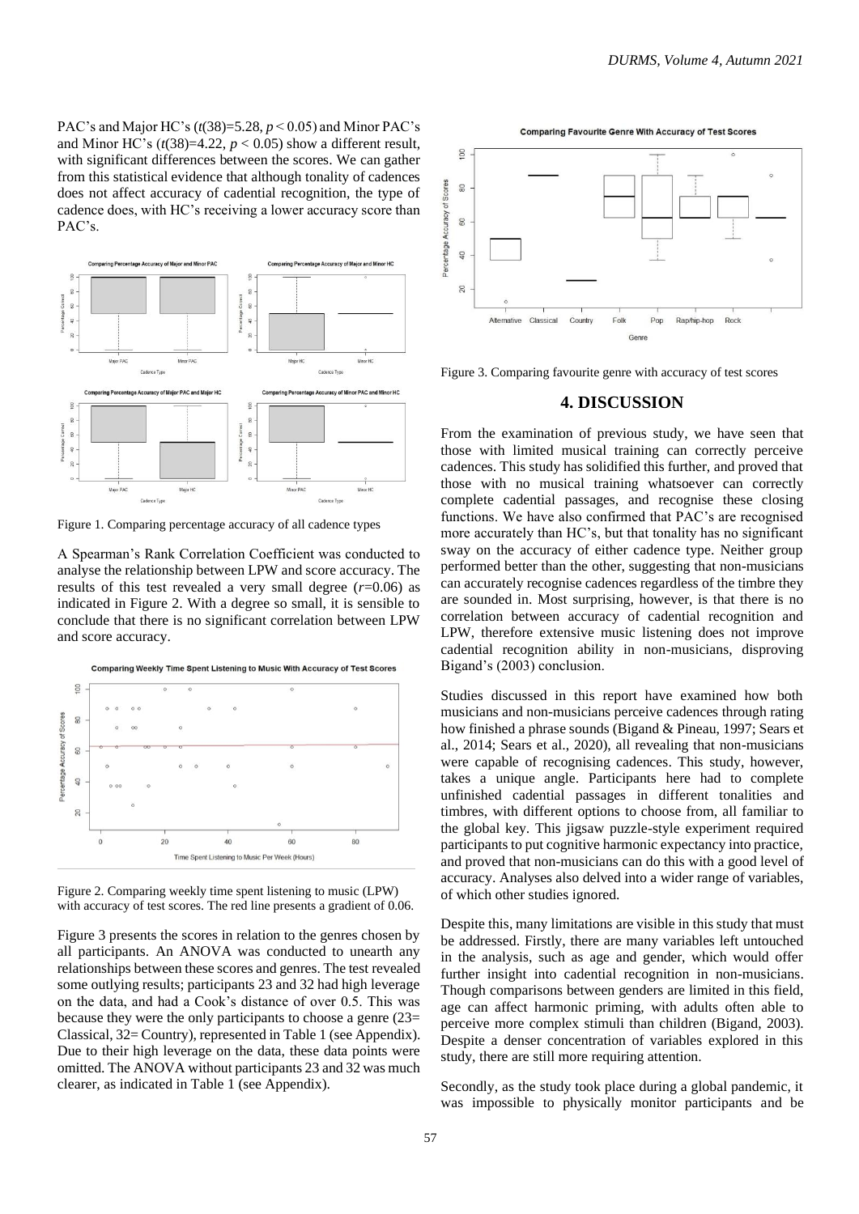PAC's and Major HC's ($t(38)=5.28$, $p < 0.05$) and Minor PAC's and Minor HC's ($t(38)=4.22$, $p < 0.05$) show a different result, with significant differences between the scores. We can gather from this statistical evidence that although tonality of cadences does not affect accuracy of cadential recognition, the type of cadence does, with HC's receiving a lower accuracy score than PAC's.

Figure 1. Comparing percentage accuracy of all cadence types

A Spearman's Rank Correlation Coefficient was conducted to analyse the relationship between LPW and score accuracy. The results of this test revealed a very small degree ($r=0.06$) as indicated in Figure 2. With a degree so small, it is sensible to conclude that there is no significant correlation between LPW and score accuracy.

Figure 2. Comparing weekly time spent listening to music (LPW) with accuracy of test scores. The red line presents a gradient of 0.06.

Figure 3 presents the scores in relation to the genres chosen by all participants. An ANOVA was conducted to unearth any relationships between these scores and genres. The test revealed some outlying results; participants 23 and 32 had high leverage on the data, and had a Cook's distance of over 0.5. This was because they were the only participants to choose a genre (23= Classical, 32= Country), represented in Table 1 (see Appendix). Due to their high leverage on the data, these data points were omitted. The ANOVA without participants 23 and 32 was much clearer, as indicated in Table 1 (see Appendix).

Figure 3. Comparing favourite genre with accuracy of test scores

## 4. DISCUSSION

From the examination of previous study, we have seen that those with limited musical training can correctly perceive cadences. This study has solidified this further, and proved that those with no musical training whatsoever can correctly complete cadential passages, and recognise these closing functions. We have also confirmed that PAC's are recognised more accurately than HC's, but that tonality has no significant sway on the accuracy of either cadence type. Neither group performed better than the other, suggesting that non-musicians can accurately recognise cadences regardless of the timbre they are sounded in. Most surprising, however, is that there is no correlation between accuracy of cadential recognition and LPW, therefore extensive music listening does not improve cadential recognition ability in non-musicians, disproving Bigand's (2003) conclusion.

Studies discussed in this report have examined how both musicians and non-musicians perceive cadences through rating how finished a phrase sounds (Bigand & Pineau, 1997; Sears et al., 2014; Sears et al., 2020), all revealing that non-musicians were capable of recognising cadences. This study, however, takes a unique angle. Participants here had to complete unfinished cadential passages in different tonalities and timbres, with different options to choose from, all familiar to the global key. This jigsaw puzzle-style experiment required participants to put cognitive harmonic expectancy into practice, and proved that non-musicians can do this with a good level of accuracy. Analyses also delved into a wider range of variables, of which other studies ignored.

Despite this, many limitations are visible in this study that must be addressed. Firstly, there are many variables left untouched in the analysis, such as age and gender, which would offer further insight into cadential recognition in non-musicians. Though comparisons between genders are limited in this field, age can affect harmonic priming, with adults often able to perceive more complex stimuli than children (Bigand, 2003). Despite a denser concentration of variables explored in this study, there are still more requiring attention.

Secondly, as the study took place during a global pandemic, it was impossible to physically monitor participants and be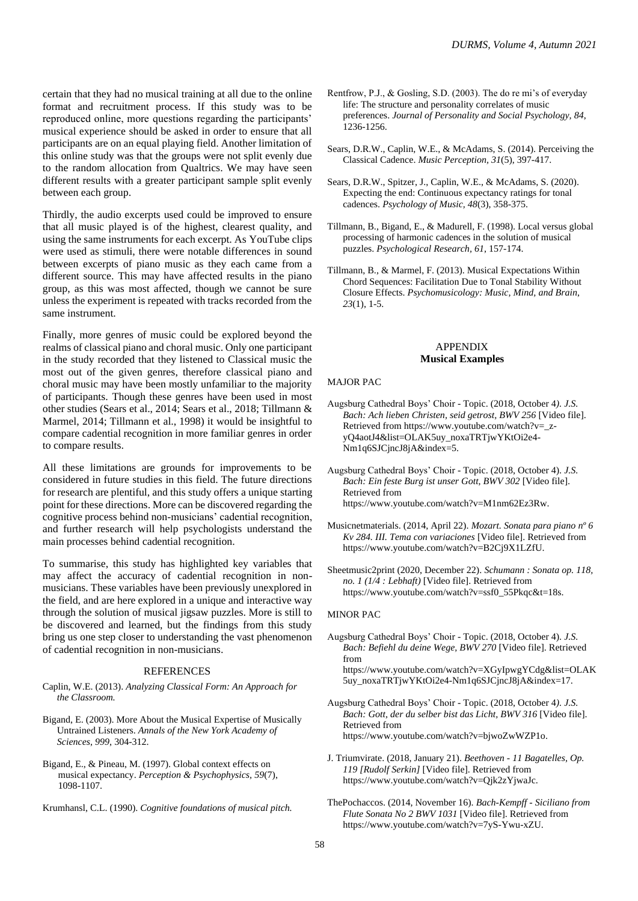certain that they had no musical training at all due to the online format and recruitment process. If this study was to be reproduced online, more questions regarding the participants' musical experience should be asked in order to ensure that all participants are on an equal playing field. Another limitation of this online study was that the groups were not split evenly due to the random allocation from Qualtrics. We may have seen different results with a greater participant sample split evenly between each group.

Thirdly, the audio excerpts used could be improved to ensure that all music played is of the highest, clearest quality, and using the same instruments for each excerpt. As YouTube clips were used as stimuli, there were notable differences in sound between excerpts of piano music as they each came from a different source. This may have affected results in the piano group, as this was most affected, though we cannot be sure unless the experiment is repeated with tracks recorded from the same instrument.

Finally, more genres of music could be explored beyond the realms of classical piano and choral music. Only one participant in the study recorded that they listened to Classical music the most out of the given genres, therefore classical piano and choral music may have been mostly unfamiliar to the majority of participants. Though these genres have been used in most other studies (Sears et al., 2014; Sears et al., 2018; Tillmann & Marmel, 2014; Tillmann et al., 1998) it would be insightful to compare cadential recognition in more familiar genres in order to compare results.

All these limitations are grounds for improvements to be considered in future studies in this field. The future directions for research are plentiful, and this study offers a unique starting point for these directions. More can be discovered regarding the cognitive process behind non-musicians' cadential recognition, and further research will help psychologists understand the main processes behind cadential recognition.

To summarise, this study has highlighted key variables that may affect the accuracy of cadential recognition in non-musicians. These variables have been previously unexplored in the field, and are here explored in a unique and interactive way through the solution of musical jigsaw puzzles. More is still to be discovered and learned, but the findings from this study bring us one step closer to understanding the vast phenomenon of cadential recognition in non-musicians.

## REFERENCES

Caplin, W.E. (2013). *Analyzing Classical Form: An Approach for the Classroom.*

Bigand, E. (2003). More About the Musical Expertise of Musically Untrained Listeners. *Annals of the New York Academy of Sciences*, *999*, 304-312.

Bigand, E., & Pineau, M. (1997). Global context effects on musical expectancy. *Perception & Psychophysics*, *59*(7), 1098-1107.

Krumhansl, C.L. (1990). *Cognitive foundations of musical pitch.*

Rentfrow, P.J., & Gosling, S.D. (2003). The do re mi's of everyday life: The structure and personality correlates of music preferences. *Journal of Personality and Social Psychology*, *84*, 1236-1256.

Sears, D.R.W., Caplin, W.E., & McAdams, S. (2014). Perceiving the Classical Cadence. *Music Perception*, *31*(5), 397-417.

Sears, D.R.W., Spitzer, J., Caplin, W.E., & McAdams, S. (2020). Expecting the end: Continuous expectancy ratings for tonal cadences. *Psychology of Music*, *48*(3), 358-375.

Tillmann, B., Bigand, E., & Madurell, F. (1998). Local versus global processing of harmonic cadences in the solution of musical puzzles. *Psychological Research*, *61*, 157-174.

Tillmann, B., & Marmel, F. (2013). Musical Expectations Within Chord Sequences: Facilitation Due to Tonal Stability Without Closure Effects. *Psychomusicology: Music, Mind, and Brain*, *23*(1), 1-5.

## APPENDIX
**Musical Examples**

### MAJOR PAC

Augsburg Cathedral Boys' Choir - Topic. (2018, October 4). *J.S. Bach: Ach lieben Christen, seid getrost, BWV 256* [Video file]. Retrieved from https://www.youtube.com/watch?v=_z-yQ4aotJ4&list=OLAK5uy_noxaTRTjwYKtOi2e4-Nm1q6SJCjncJ8jA&index=5.

Augsburg Cathedral Boys' Choir - Topic. (2018, October 4). *J.S. Bach: Ein feste Burg ist unser Gott, BWV 302* [Video file]. Retrieved from https://www.youtube.com/watch?v=M1nm62Ez3Rw.

Musicnetmaterials. (2014, April 22). *Mozart. Sonata para piano nº 6 Kv 284. III. Tema con variaciones* [Video file]. Retrieved from https://www.youtube.com/watch?v=B2Cj9X1LZfU.

Sheetmusic2print (2020, December 22). *Schumann : Sonata op. 118, no. 1 (1/4 : Lebhaft)* [Video file]. Retrieved from https://www.youtube.com/watch?v=ssf0_55Pkqc&t=18s.

### MINOR PAC

Augsburg Cathedral Boys' Choir - Topic. (2018, October 4). *J.S. Bach: Befiehl du deine Wege, BWV 270* [Video file]. Retrieved from https://www.youtube.com/watch?v=XGyIpwgYCdg&list=OLAK5uy_noxaTRTjwYKtOi2e4-Nm1q6SJCjncJ8jA&index=17.

Augsburg Cathedral Boys' Choir - Topic. (2018, October 4). *J.S. Bach: Gott, der du selber bist das Licht, BWV 316* [Video file]. Retrieved from https://www.youtube.com/watch?v=bjwoZwWZP1o.

J. Triumvirate. (2018, January 21). *Beethoven - 11 Bagatelles, Op. 119 [Rudolf Serkin]* [Video file]. Retrieved from https://www.youtube.com/watch?v=Qjk2zYjwaJc.

ThePochaccos. (2014, November 16). *Bach-Kempff - Siciliano from Flute Sonata No 2 BWV 1031* [Video file]. Retrieved from https://www.youtube.com/watch?v=7yS-Ywu-xZU.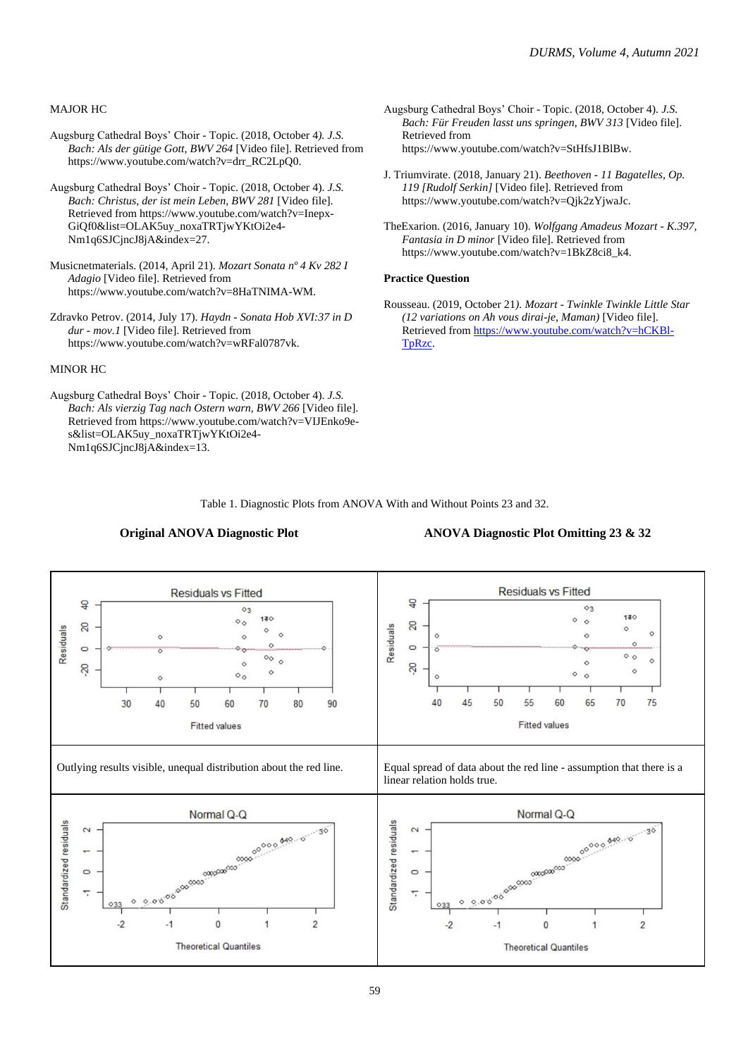MAJOR HC

Augsburg Cathedral Boys' Choir - Topic. (2018, October 4). *J.S. Bach: Als der gütige Gott, BWV 264* [Video file]. Retrieved from https://www.youtube.com/watch?v=drr_RC2LpQ0.

Augsburg Cathedral Boys' Choir - Topic. (2018, October 4). *J.S. Bach: Christus, der ist mein Leben, BWV 281* [Video file]. Retrieved from https://www.youtube.com/watch?v=Inepx-GiQf0&list=OLAK5uy_noxaTRTjwYKtOi2e4-Nm1q6SJCjncJ8jA&index=27.

Musicnetmaterials. (2014, April 21). *Mozart Sonata nº 4 Kv 282 I Adagio* [Video file]. Retrieved from https://www.youtube.com/watch?v=8HaTNIMA-WM.

Zdravko Petrov. (2014, July 17). *Haydn - Sonata Hob XVI:37 in D dur - mov.1* [Video file]. Retrieved from https://www.youtube.com/watch?v=wRFal0787vk.

MINOR HC

Augsburg Cathedral Boys' Choir - Topic. (2018, October 4). *J.S. Bach: Als vierzig Tag nach Ostern warn, BWV 266* [Video file]. Retrieved from https://www.youtube.com/watch?v=VIJEnko9e-s&list=OLAK5uy_noxaTRTjwYKtOi2e4-Nm1q6SJCjncJ8jA&index=13.

Augsburg Cathedral Boys' Choir - Topic. (2018, October 4). *J.S. Bach: Für Freuden lasst uns springen, BWV 313* [Video file]. Retrieved from https://www.youtube.com/watch?v=StHfsJ1BlBw.

J. Triumvirate. (2018, January 21). *Beethoven - 11 Bagatelles, Op. 119 [Rudolf Serkin]* [Video file]. Retrieved from https://www.youtube.com/watch?v=Qjk2zYjwaJc.

TheExarion. (2016, January 10). *Wolfgang Amadeus Mozart - K.397, Fantasia in D minor* [Video file]. Retrieved from https://www.youtube.com/watch?v=1BkZ8ci8_k4.

**Practice Question**

Rousseau. (2019, October 21). *Mozart - Twinkle Twinkle Little Star (12 variations on Ah vous dirai-je, Maman)* [Video file]. Retrieved from https://www.youtube.com/watch?v=hCKBl-TpRzc.

Table 1. Diagnostic Plots from ANOVA With and Without Points 23 and 32.

| **Original ANOVA Diagnostic Plot** | **ANOVA Diagnostic Plot Omitting 23 & 32** |
|---|---|
| Residuals vs Fitted | Residuals vs Fitted |
| Outlying results visible, unequal distribution about the red line. | Equal spread of data about the red line - assumption that there is a linear relation holds true. |
| Normal Q-Q | Normal Q-Q |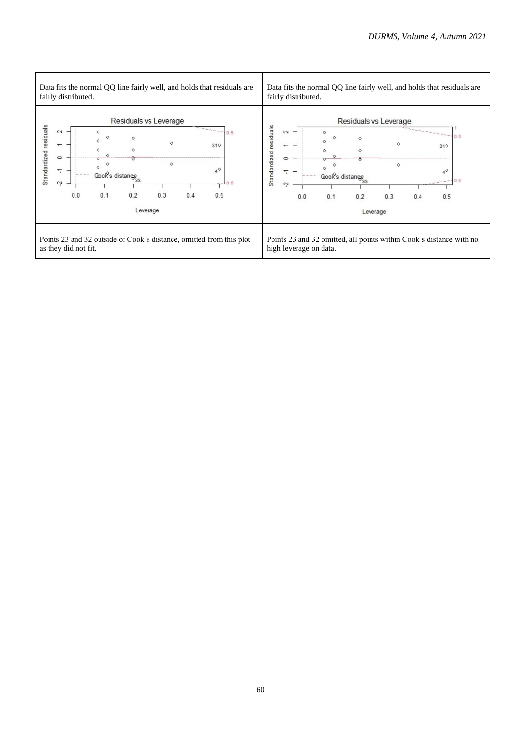| | |
|---|---|
| Data fits the normal QQ line fairly well, and holds that residuals are fairly distributed. | Data fits the normal QQ line fairly well, and holds that residuals are fairly distributed. |
| Residuals vs Leverage<br>Standardized residuals<br>2<br>1<br>0<br>-1<br>-2<br>0.0 0.1 0.2 0.3 0.4 0.5<br>Leverage<br>Cook's distance<br>31<br>4<br>33<br>0.5<br>0.5 | Residuals vs Leverage<br>Standardized residuals<br>2<br>1<br>0<br>-1<br>-2<br>0.0 0.1 0.2 0.3 0.4 0.5<br>Leverage<br>Cook's distance<br>31<br>4<br>33<br>1<br>0.5<br>0.5 |
| Points 23 and 32 outside of Cook's distance, omitted from this plot as they did not fit. | Points 23 and 32 omitted, all points within Cook's distance with no high leverage on data. |